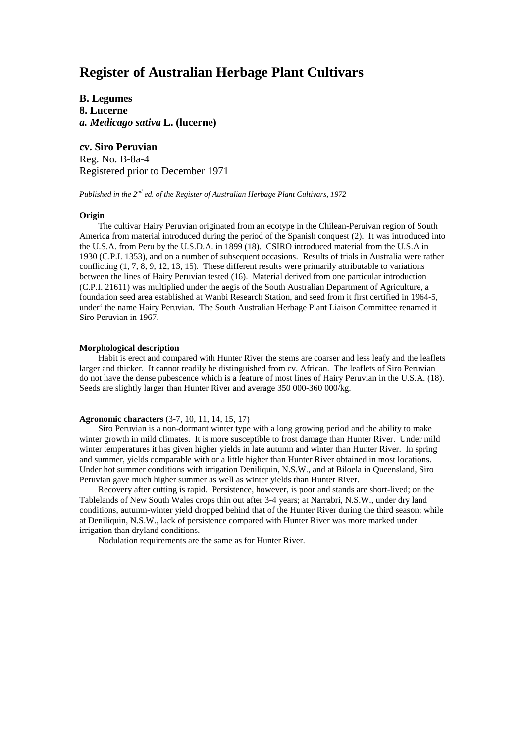# Register of Australian Herbage Plant Cultivars

**B. Legumes**
**8. Lucerne**
***a. Medicago sativa* L. (lucerne)**

## cv. Siro Peruvian

Reg. No. B-8a-4
Registered prior to December 1971

*Published in the 2nd ed. of the Register of Australian Herbage Plant Cultivars, 1972*

**Origin**

The cultivar Hairy Peruvian originated from an ecotype in the Chilean-Peruivan region of South America from material introduced during the period of the Spanish conquest (2). It was introduced into the U.S.A. from Peru by the U.S.D.A. in 1899 (18). CSIRO introduced material from the U.S.A in 1930 (C.P.I. 1353), and on a number of subsequent occasions. Results of trials in Australia were rather conflicting (1, 7, 8, 9, 12, 13, 15). These different results were primarily attributable to variations between the lines of Hairy Peruvian tested (16). Material derived from one particular introduction (C.P.I. 21611) was multiplied under the aegis of the South Australian Department of Agriculture, a foundation seed area established at Wanbi Research Station, and seed from it first certified in 1964-5, under' the name Hairy Peruvian. The South Australian Herbage Plant Liaison Committee renamed it Siro Peruvian in 1967.

**Morphological description**

Habit is erect and compared with Hunter River the stems are coarser and less leafy and the leaflets larger and thicker. It cannot readily be distinguished from cv. African. The leaflets of Siro Peruvian do not have the dense pubescence which is a feature of most lines of Hairy Peruvian in the U.S.A. (18). Seeds are slightly larger than Hunter River and average 350 000-360 000/kg.

**Agronomic characters** (3-7, 10, 11, 14, 15, 17)

Siro Peruvian is a non-dormant winter type with a long growing period and the ability to make winter growth in mild climates. It is more susceptible to frost damage than Hunter River. Under mild winter temperatures it has given higher yields in late autumn and winter than Hunter River. In spring and summer, yields comparable with or a little higher than Hunter River obtained in most locations. Under hot summer conditions with irrigation Deniliquin, N.S.W., and at Biloela in Queensland, Siro Peruvian gave much higher summer as well as winter yields than Hunter River.

Recovery after cutting is rapid. Persistence, however, is poor and stands are short-lived; on the Tablelands of New South Wales crops thin out after 3-4 years; at Narrabri, N.S.W., under dry land conditions, autumn-winter yield dropped behind that of the Hunter River during the third season; while at Deniliquin, N.S.W., lack of persistence compared with Hunter River was more marked under irrigation than dryland conditions.

Nodulation requirements are the same as for Hunter River.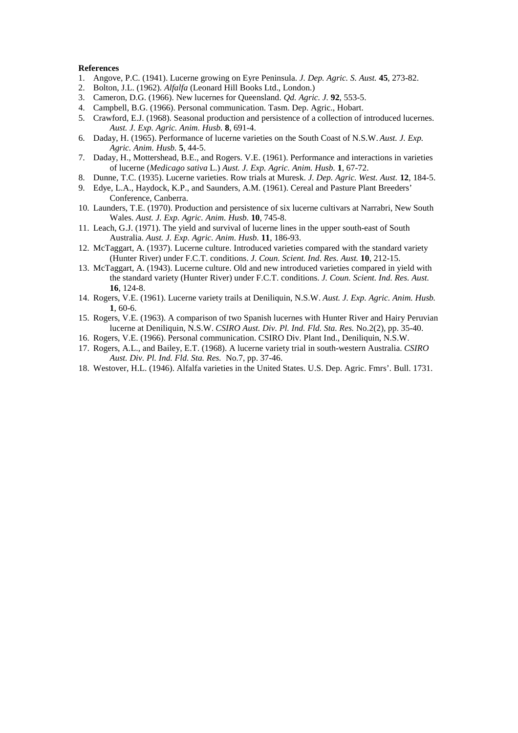**References**

1. Angove, P.C. (1941). Lucerne growing on Eyre Peninsula. *J. Dep. Agric. S. Aust.* **45**, 273-82.
2. Bolton, J.L. (1962). *Alfalfa* (Leonard Hill Books Ltd., London.)
3. Cameron, D.G. (1966). New lucernes for Queensland. *Qd. Agric. J.* **92**, 553-5.
4. Campbell, B.G. (1966). Personal communication. Tasm. Dep. Agric., Hobart.
5. Crawford, E.J. (1968). Seasonal production and persistence of a collection of introduced lucernes. *Aust. J. Exp. Agric. Anim. Husb.* **8**, 691-4.
6. Daday, H. (1965). Performance of lucerne varieties on the South Coast of N.S.W. *Aust. J. Exp. Agric. Anim. Husb.* **5**, 44-5.
7. Daday, H., Mottershead, B.E., and Rogers. V.E. (1961). Performance and interactions in varieties of lucerne (*Medicago sativa* L.) *Aust. J. Exp. Agric. Anim. Husb.* **1**, 67-72.
8. Dunne, T.C. (1935). Lucerne varieties. Row trials at Muresk. *J. Dep. Agric. West. Aust.* **12**, 184-5.
9. Edye, L.A., Haydock, K.P., and Saunders, A.M. (1961). Cereal and Pasture Plant Breeders' Conference, Canberra.
10. Launders, T.E. (1970). Production and persistence of six lucerne cultivars at Narrabri, New South Wales. *Aust. J. Exp. Agric. Anim. Husb.* **10**, 745-8.
11. Leach, G.J. (1971). The yield and survival of lucerne lines in the upper south-east of South Australia. *Aust. J. Exp. Agric. Anim. Husb.* **11**, 186-93.
12. McTaggart, A. (1937). Lucerne culture. Introduced varieties compared with the standard variety (Hunter River) under F.C.T. conditions. *J. Coun. Scient. Ind. Res. Aust.* **10**, 212-15.
13. McTaggart, A. (1943). Lucerne culture. Old and new introduced varieties compared in yield with the standard variety (Hunter River) under F.C.T. conditions. *J. Coun. Scient. Ind. Res. Aust.* **16**, 124-8.
14. Rogers, V.E. (1961). Lucerne variety trails at Deniliquin, N.S.W. *Aust. J. Exp. Agric. Anim. Husb.* **1**, 60-6.
15. Rogers, V.E. (1963). A comparison of two Spanish lucernes with Hunter River and Hairy Peruvian lucerne at Deniliquin, N.S.W. *CSIRO Aust. Div. Pl. Ind. Fld. Sta. Res.* No.2(2), pp. 35-40.
16. Rogers, V.E. (1966). Personal communication. CSIRO Div. Plant Ind., Deniliquin, N.S.W.
17. Rogers, A.L., and Bailey, E.T. (1968). A lucerne variety trial in south-western Australia. *CSIRO Aust. Div. Pl. Ind. Fld. Sta. Res.* No.7, pp. 37-46.
18. Westover, H.L. (1946). Alfalfa varieties in the United States. U.S. Dep. Agric. Fmrs'. Bull. 1731.